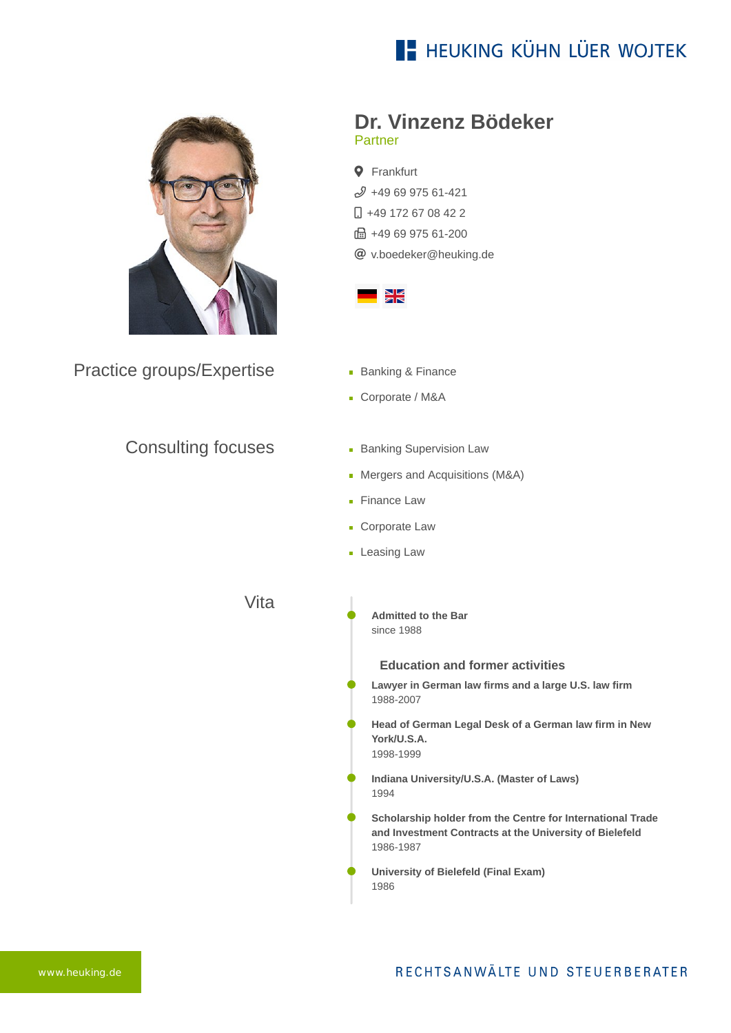HEUKING KÜHN LÜER WOJTEK

# Dr. Vinzenz Bödeker

Partner

Frankfurt
+49 69 975 61-421
+49 172 67 08 42 2
+49 69 975 61-200
v.boedeker@heuking.de

## Practice groups/Expertise

- Banking & Finance
- Corporate / M&A

## Consulting focuses

- Banking Supervision Law
- Mergers and Acquisitions (M&A)
- Finance Law
- Corporate Law
- Leasing Law

## Vita

**Admitted to the Bar**
since 1988

### Education and former activities

**Lawyer in German law firms and a large U.S. law firm**
1988-2007

**Head of German Legal Desk of a German law firm in New York/U.S.A.**
1998-1999

**Indiana University/U.S.A. (Master of Laws)**
1994

**Scholarship holder from the Centre for International Trade and Investment Contracts at the University of Bielefeld**
1986-1987

**University of Bielefeld (Final Exam)**
1986

www.heuking.de

RECHTSANWÄLTE UND STEUERBERATER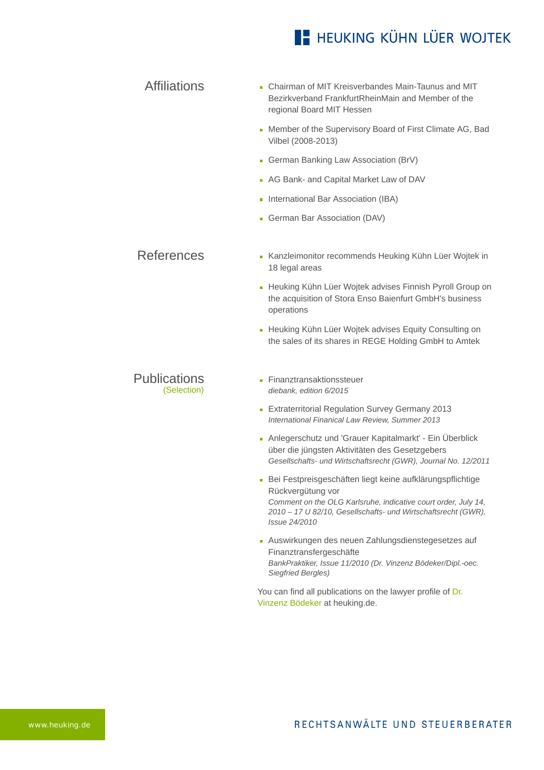## Affiliations

- Chairman of MIT Kreisverbandes Main-Taunus and MIT Bezirkverband FrankfurtRheinMain and Member of the regional Board MIT Hessen
- Member of the Supervisory Board of First Climate AG, Bad Vilbel (2008-2013)
- German Banking Law Association (BrV)
- AG Bank- and Capital Market Law of DAV
- International Bar Association (IBA)
- German Bar Association (DAV)

## References

- Kanzleimonitor recommends Heuking Kühn Lüer Wojtek in 18 legal areas
- Heuking Kühn Lüer Wojtek advises Finnish Pyroll Group on the acquisition of Stora Enso Baienfurt GmbH's business operations
- Heuking Kühn Lüer Wojtek advises Equity Consulting on the sales of its shares in REGE Holding GmbH to Amtek

## Publications
(Selection)

- Finanztransaktionssteuer
  *diebank, edition 6/2015*
- Extraterritorial Regulation Survey Germany 2013
  *International Finanical Law Review, Summer 2013*
- Anlegerschutz und 'Grauer Kapitalmarkt' - Ein Überblick über die jüngsten Aktivitäten des Gesetzgebers
  *Gesellschafts- und Wirtschaftsrecht (GWR), Journal No. 12/2011*
- Bei Festpreisgeschäften liegt keine aufklärungspflichtige Rückvergütung vor
  *Comment on the OLG Karlsruhe, indicative court order, July 14, 2010 – 17 U 82/10, Gesellschafts- und Wirtschaftsrecht (GWR), Issue 24/2010*
- Auswirkungen des neuen Zahlungsdienstegesetzes auf Finanztransfergeschäfte
  *BankPraktiker, Issue 11/2010 (Dr. Vinzenz Bödeker/Dipl.-oec. Siegfried Bergles)*

You can find all publications on the lawyer profile of Dr. Vinzenz Bödeker at heuking.de.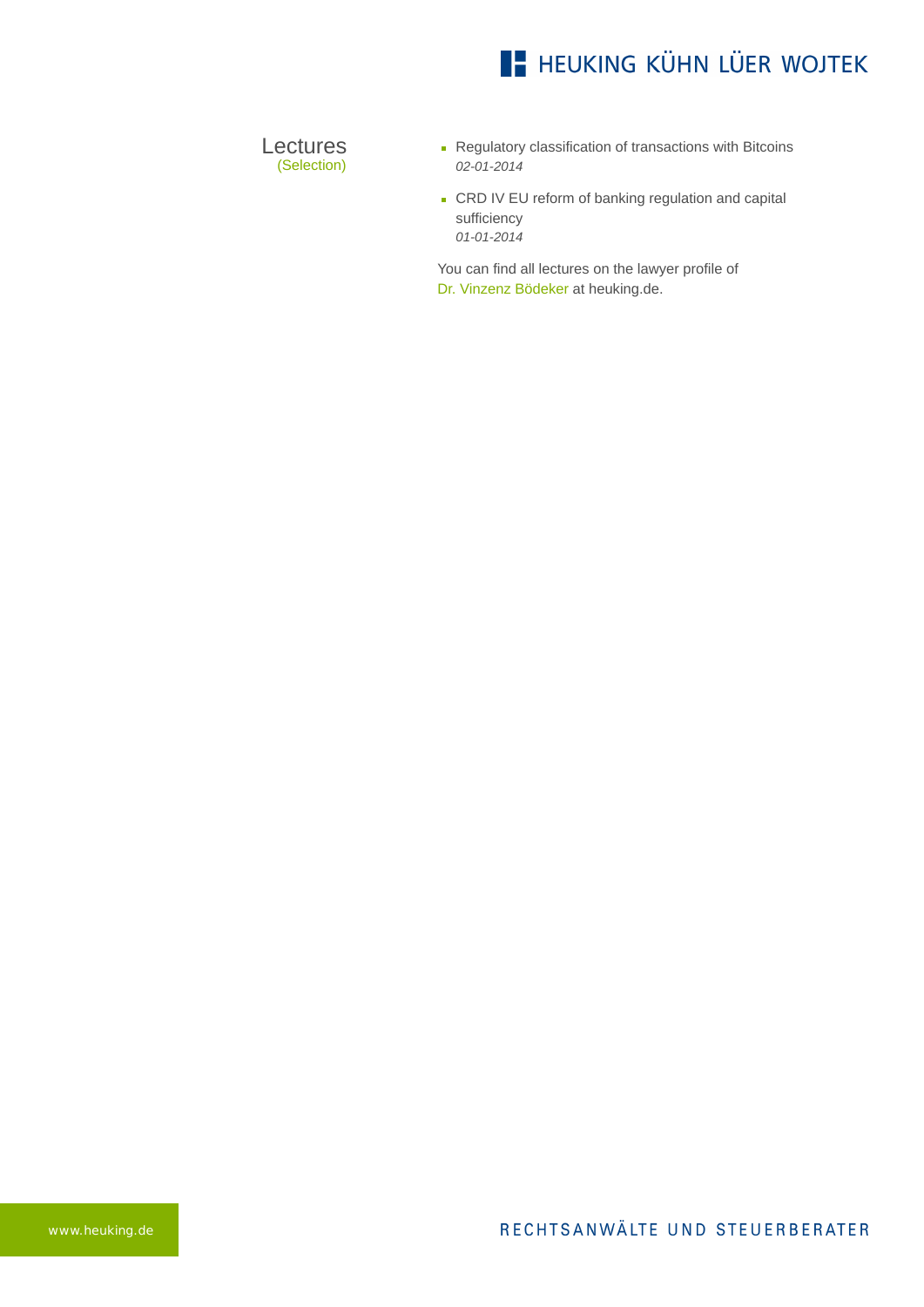## Lectures
(Selection)

- Regulatory classification of transactions with Bitcoins
  *02-01-2014*
- CRD IV EU reform of banking regulation and capital sufficiency
  *01-01-2014*

You can find all lectures on the lawyer profile of Dr. Vinzenz Bödeker at heuking.de.